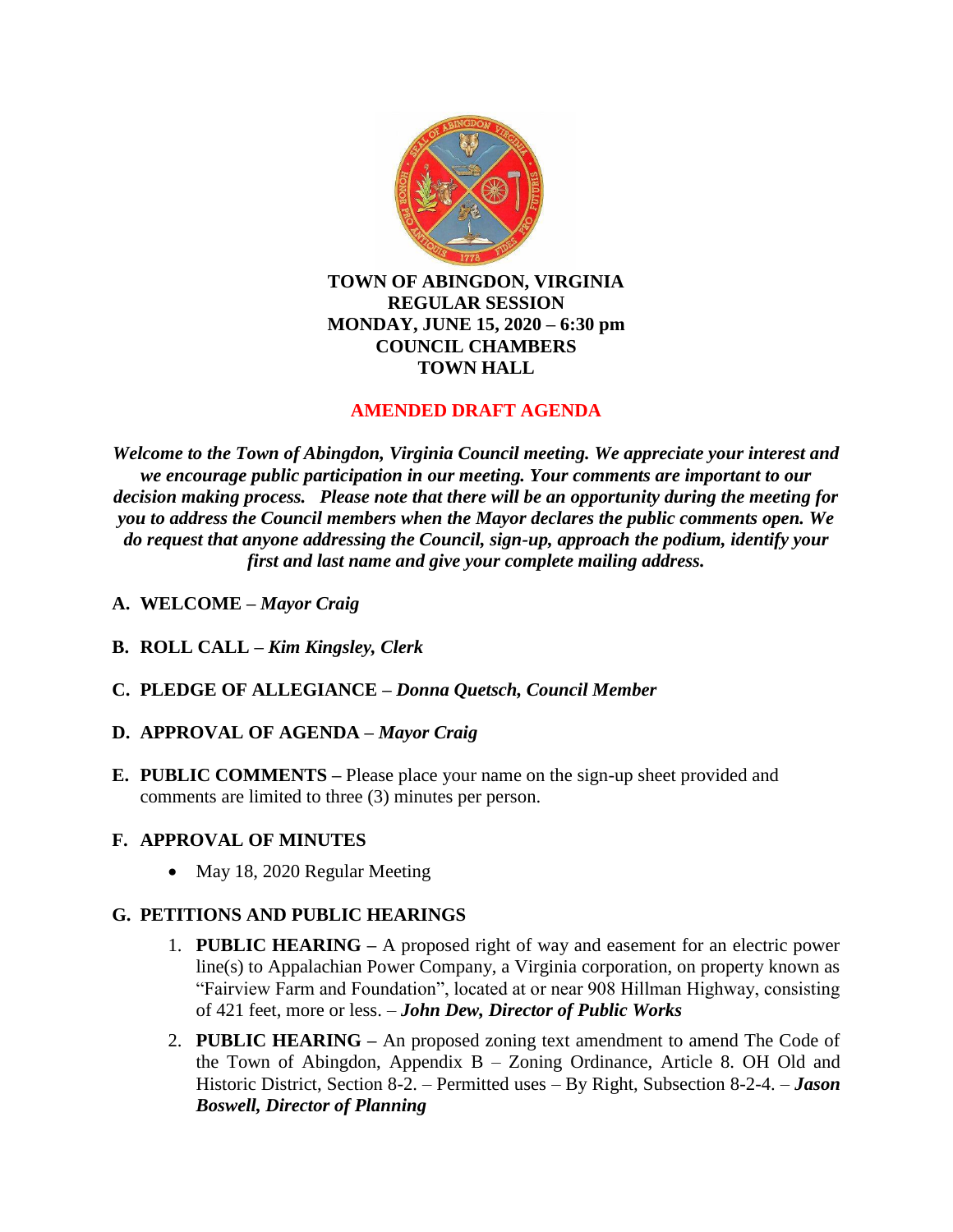**TOWN OF ABINGDON, VIRGINIA**
**REGULAR SESSION**
**MONDAY, JUNE 15, 2020 – 6:30 pm**
**COUNCIL CHAMBERS**
**TOWN HALL**

**AMENDED DRAFT AGENDA**

***Welcome to the Town of Abingdon, Virginia Council meeting. We appreciate your interest and we encourage public participation in our meeting. Your comments are important to our decision making process. Please note that there will be an opportunity during the meeting for you to address the Council members when the Mayor declares the public comments open. We do request that anyone addressing the Council, sign-up, approach the podium, identify your first and last name and give your complete mailing address.***

**A. WELCOME –** ***Mayor Craig***

**B. ROLL CALL –** ***Kim Kingsley, Clerk***

**C. PLEDGE OF ALLEGIANCE –** ***Donna Quetsch, Council Member***

**D. APPROVAL OF AGENDA –** ***Mayor Craig***

**E. PUBLIC COMMENTS –** Please place your name on the sign-up sheet provided and comments are limited to three (3) minutes per person.

**F. APPROVAL OF MINUTES**

- May 18, 2020 Regular Meeting

**G. PETITIONS AND PUBLIC HEARINGS**

1. **PUBLIC HEARING –** A proposed right of way and easement for an electric power line(s) to Appalachian Power Company, a Virginia corporation, on property known as "Fairview Farm and Foundation", located at or near 908 Hillman Highway, consisting of 421 feet, more or less. – ***John Dew, Director of Public Works***
2. **PUBLIC HEARING –** An proposed zoning text amendment to amend The Code of the Town of Abingdon, Appendix B – Zoning Ordinance, Article 8. OH Old and Historic District, Section 8-2. – Permitted uses – By Right, Subsection 8-2-4. – ***Jason Boswell, Director of Planning***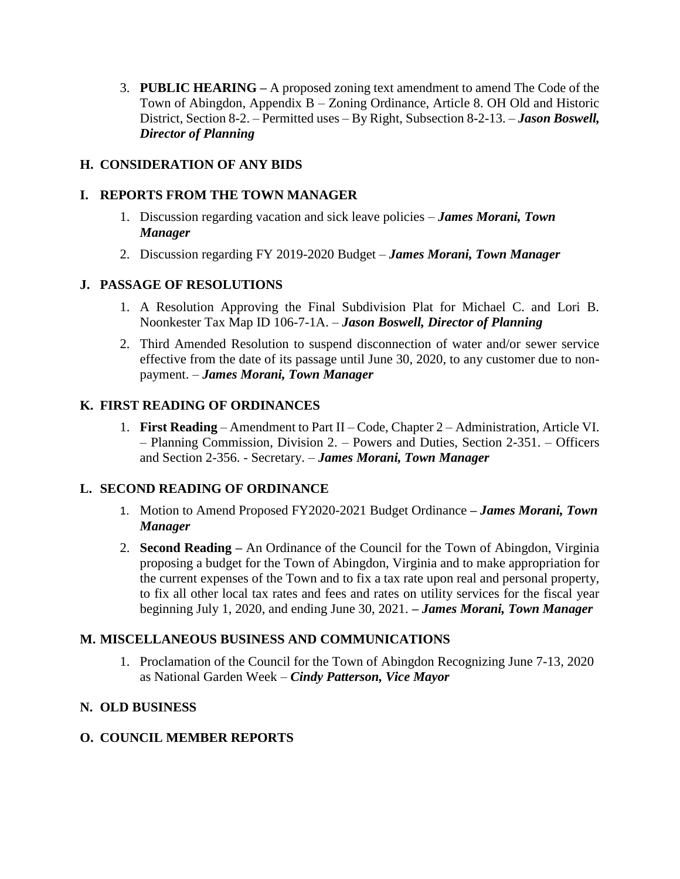3. **PUBLIC HEARING –** A proposed zoning text amendment to amend The Code of the Town of Abingdon, Appendix B – Zoning Ordinance, Article 8. OH Old and Historic District, Section 8-2. – Permitted uses – By Right, Subsection 8-2-13. – ***Jason Boswell, Director of Planning***

## H. CONSIDERATION OF ANY BIDS

## I. REPORTS FROM THE TOWN MANAGER

1. Discussion regarding vacation and sick leave policies – ***James Morani, Town Manager***
2. Discussion regarding FY 2019-2020 Budget – ***James Morani, Town Manager***

## J. PASSAGE OF RESOLUTIONS

1. A Resolution Approving the Final Subdivision Plat for Michael C. and Lori B. Noonkester Tax Map ID 106-7-1A. – ***Jason Boswell, Director of Planning***
2. Third Amended Resolution to suspend disconnection of water and/or sewer service effective from the date of its passage until June 30, 2020, to any customer due to non-payment. – ***James Morani, Town Manager***

## K. FIRST READING OF ORDINANCES

1. **First Reading** – Amendment to Part II – Code, Chapter 2 – Administration, Article VI. – Planning Commission, Division 2. – Powers and Duties, Section 2-351. – Officers and Section 2-356. - Secretary. – ***James Morani, Town Manager***

## L. SECOND READING OF ORDINANCE

1. Motion to Amend Proposed FY2020-2021 Budget Ordinance **–** ***James Morani, Town Manager***
2. **Second Reading –** An Ordinance of the Council for the Town of Abingdon, Virginia proposing a budget for the Town of Abingdon, Virginia and to make appropriation for the current expenses of the Town and to fix a tax rate upon real and personal property, to fix all other local tax rates and fees and rates on utility services for the fiscal year beginning July 1, 2020, and ending June 30, 2021. **–** ***James Morani, Town Manager***

## M. MISCELLANEOUS BUSINESS AND COMMUNICATIONS

1. Proclamation of the Council for the Town of Abingdon Recognizing June 7-13, 2020 as National Garden Week – ***Cindy Patterson, Vice Mayor***

## N. OLD BUSINESS

## O. COUNCIL MEMBER REPORTS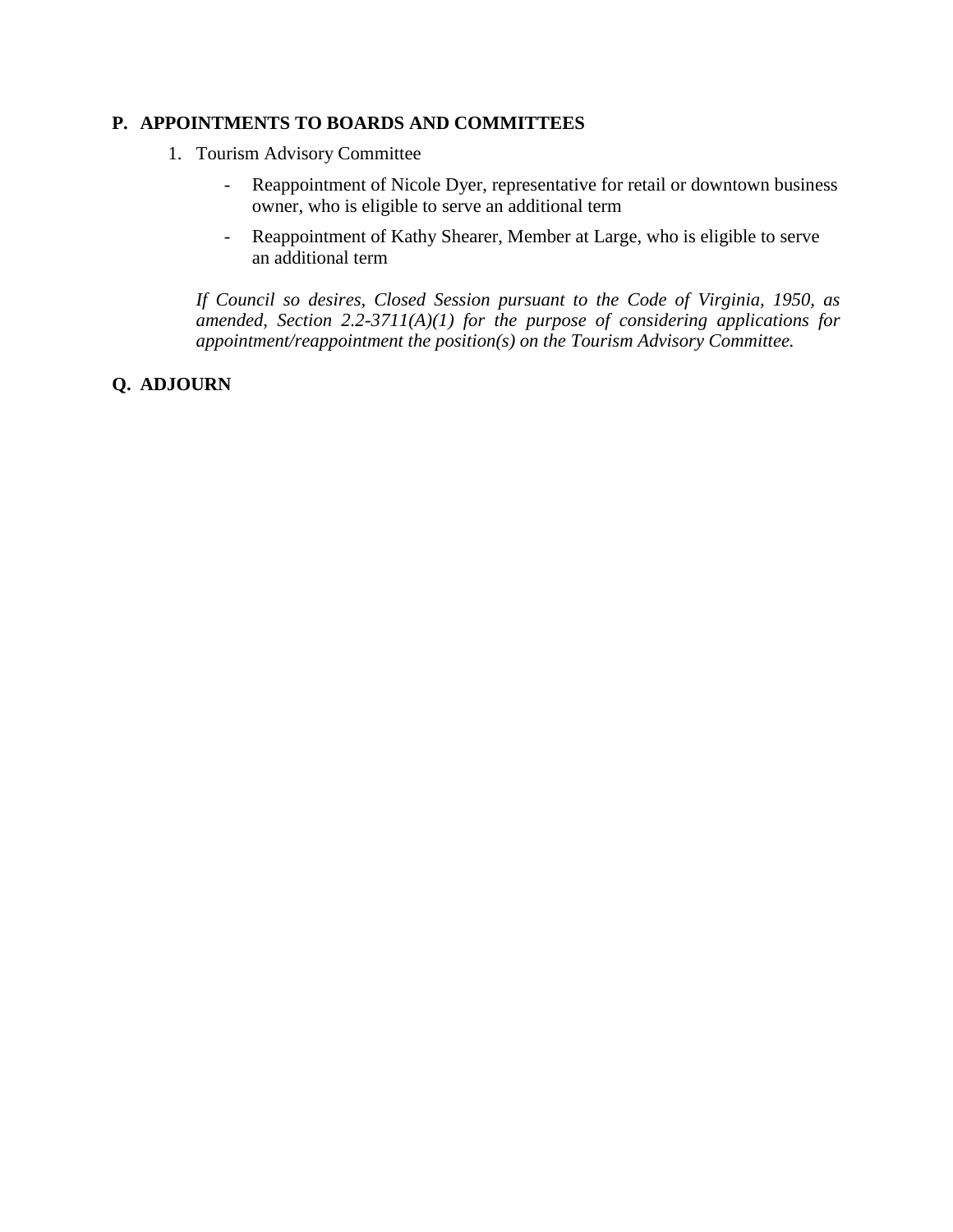## P. APPOINTMENTS TO BOARDS AND COMMITTEES

1. Tourism Advisory Committee

   - Reappointment of Nicole Dyer, representative for retail or downtown business owner, who is eligible to serve an additional term
   - Reappointment of Kathy Shearer, Member at Large, who is eligible to serve an additional term

   *If Council so desires, Closed Session pursuant to the Code of Virginia, 1950, as amended, Section 2.2-3711(A)(1) for the purpose of considering applications for appointment/reappointment the position(s) on the Tourism Advisory Committee.*

## Q. ADJOURN